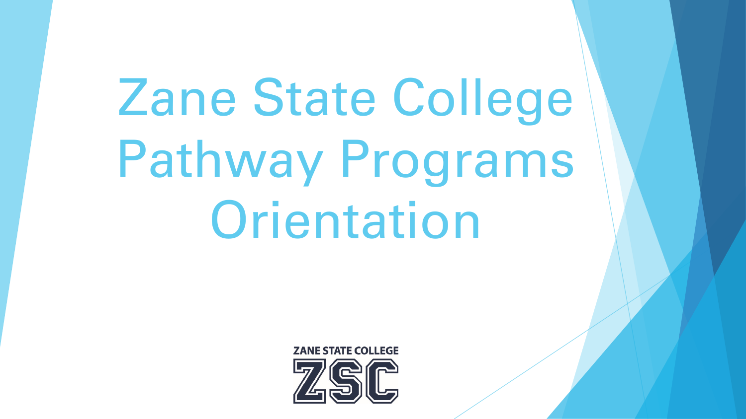# Zane State College Pathway Programs Orientation

ZANE STATE COLLEGE

ZSC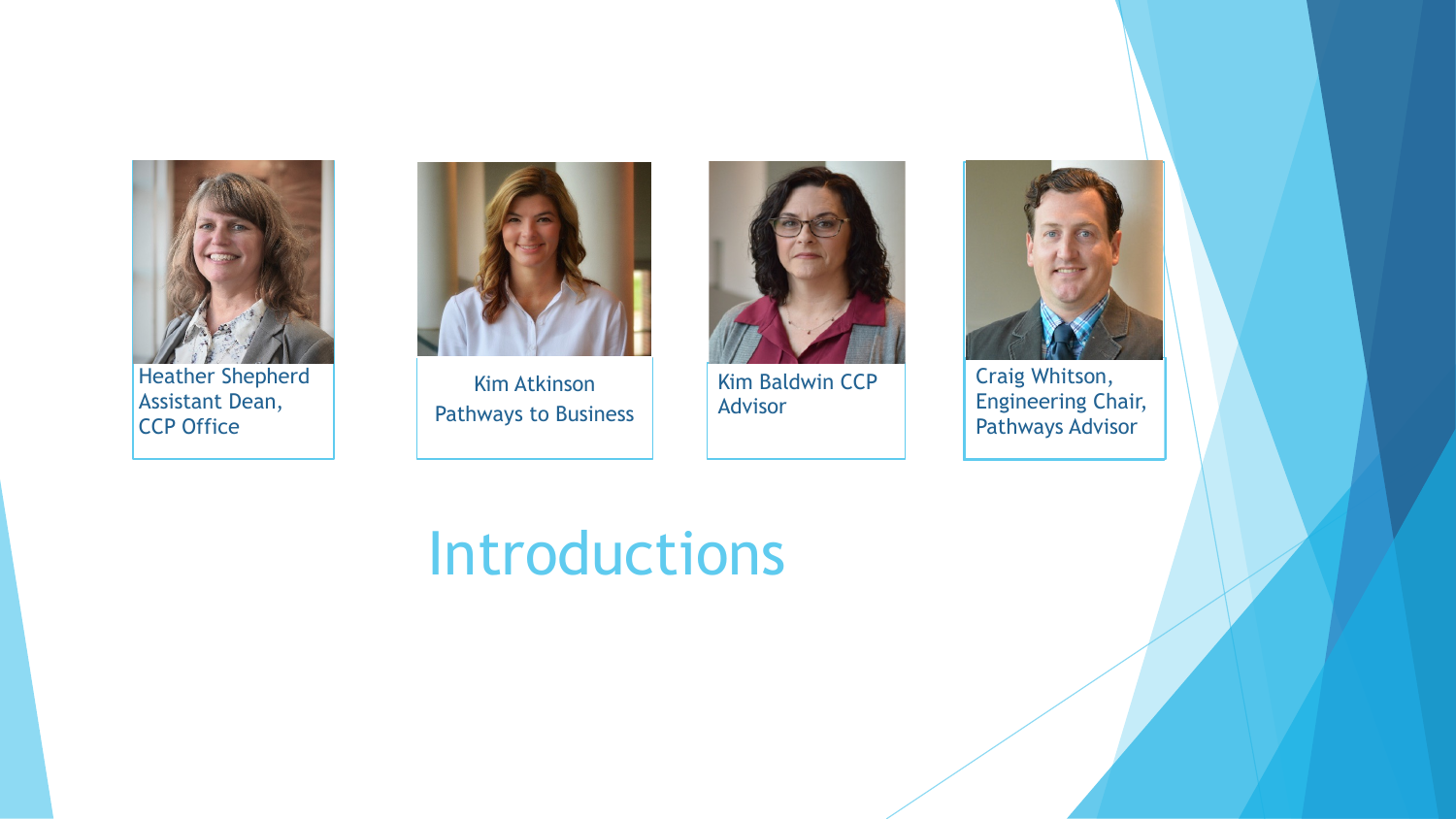# Introductions

Heather Shepherd
Assistant Dean,
CCP Office

Kim Atkinson
Pathways to Business

Kim Baldwin CCP
Advisor

Craig Whitson,
Engineering Chair,
Pathways Advisor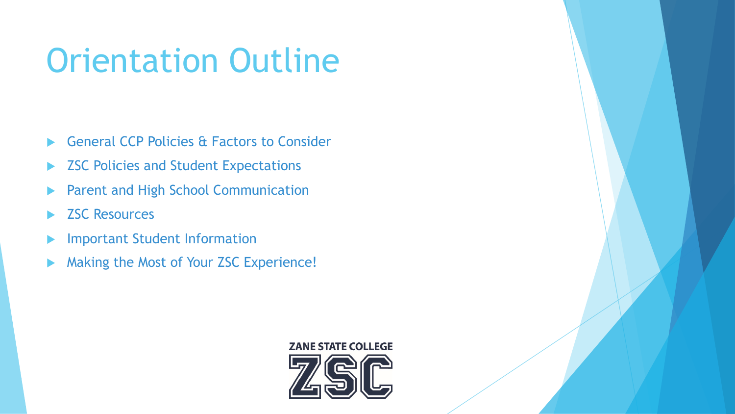# Orientation Outline

- General CCP Policies & Factors to Consider
- ZSC Policies and Student Expectations
- Parent and High School Communication
- ZSC Resources
- Important Student Information
- Making the Most of Your ZSC Experience!

ZANE STATE COLLEGE

ZSC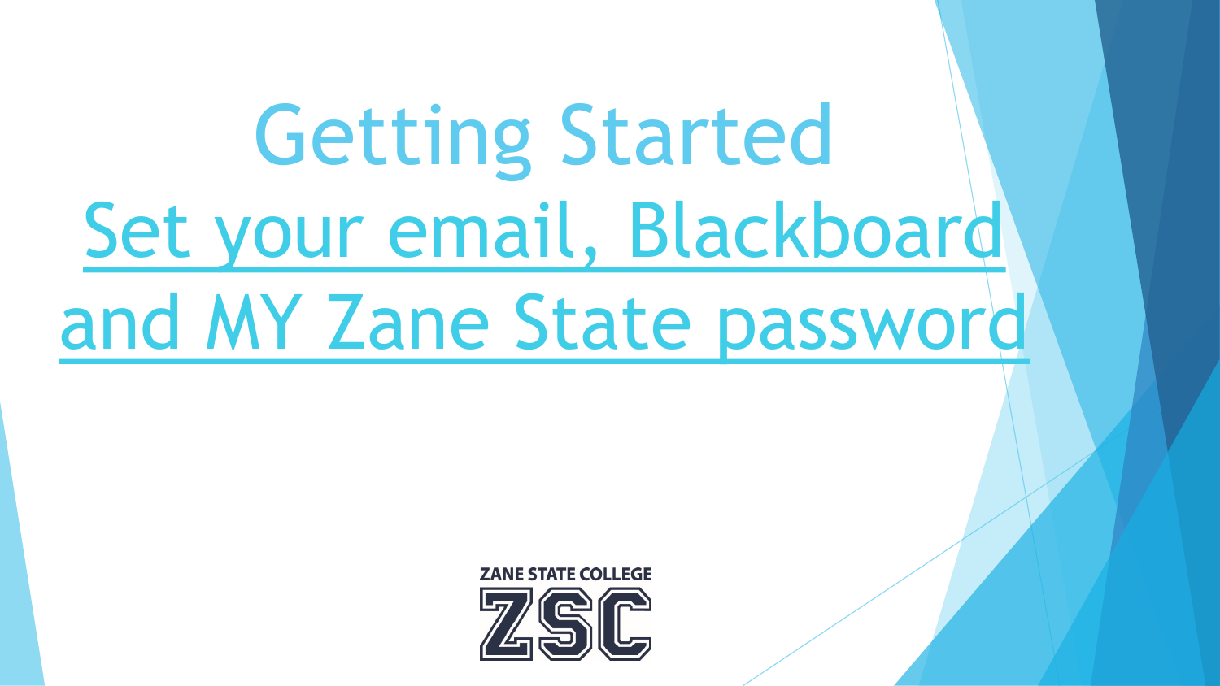# Getting Started

## Set your email, Blackboard and MY Zane State password

ZANE STATE COLLEGE

ZSC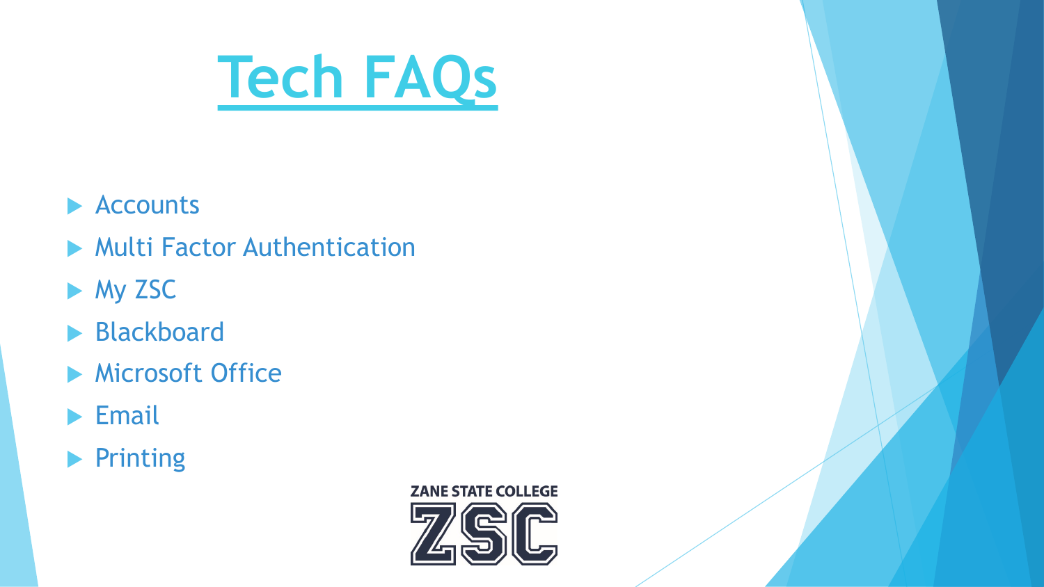# Tech FAQs

- Accounts
- Multi Factor Authentication
- My ZSC
- Blackboard
- Microsoft Office
- Email
- Printing

ZANE STATE COLLEGE
ZSC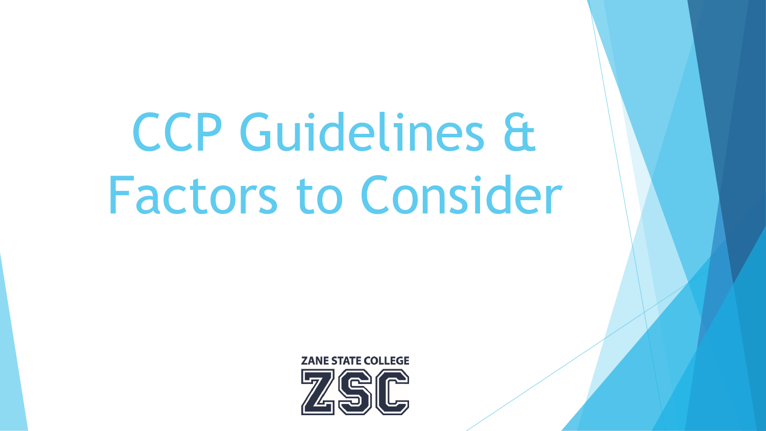# CCP Guidelines & Factors to Consider

ZANE STATE COLLEGE

ZSC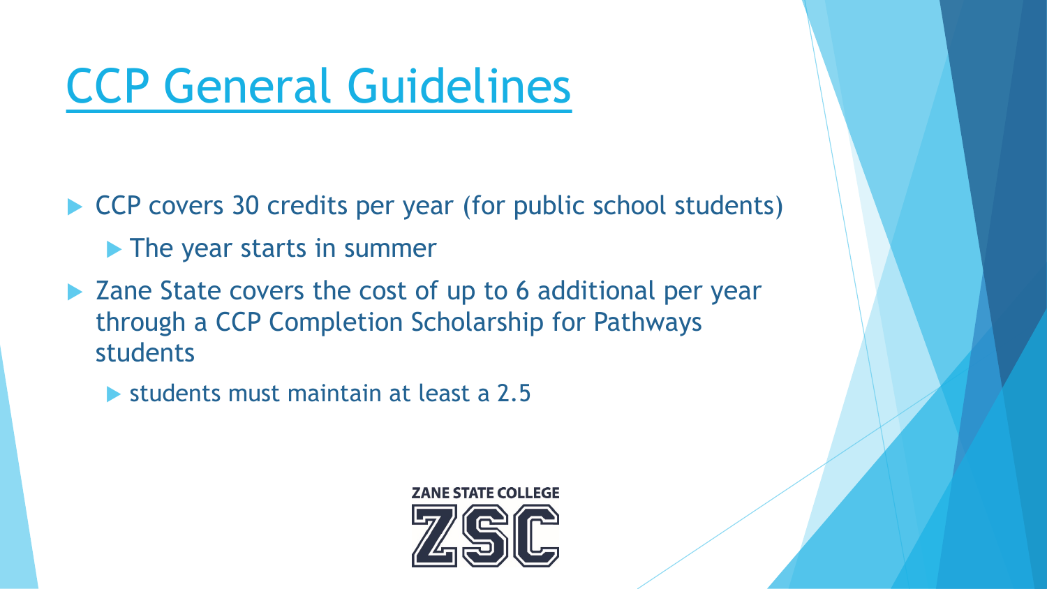# CCP General Guidelines

- CCP covers 30 credits per year (for public school students)
  - The year starts in summer
- Zane State covers the cost of up to 6 additional per year through a CCP Completion Scholarship for Pathways students
  - students must maintain at least a 2.5

ZANE STATE COLLEGE
ZSC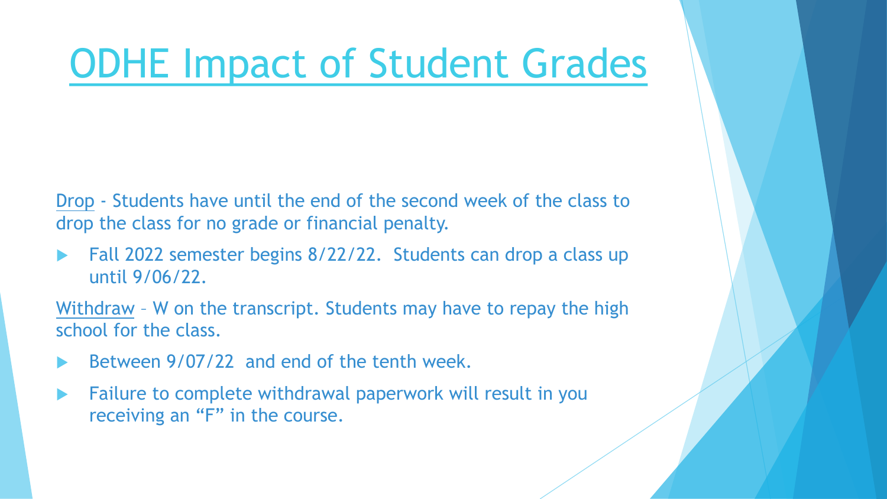# ODHE Impact of Student Grades

Drop - Students have until the end of the second week of the class to drop the class for no grade or financial penalty.

- Fall 2022 semester begins 8/22/22. Students can drop a class up until 9/06/22.

Withdraw – W on the transcript. Students may have to repay the high school for the class.

- Between 9/07/22 and end of the tenth week.
- Failure to complete withdrawal paperwork will result in you receiving an "F" in the course.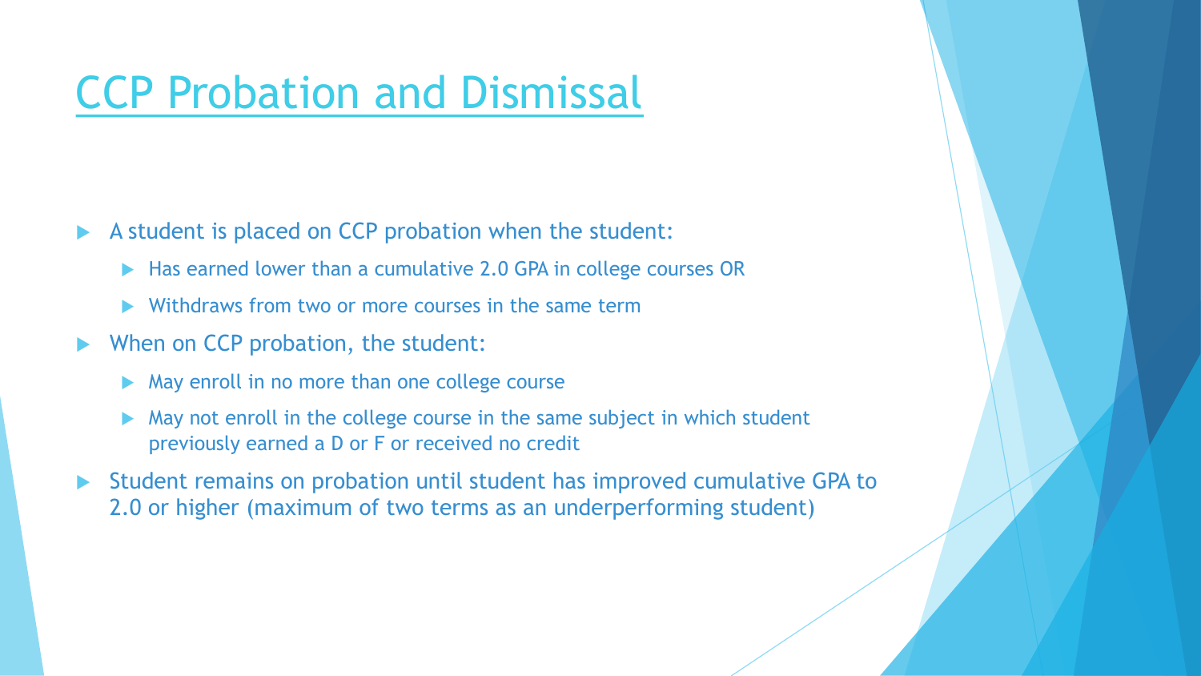# CCP Probation and Dismissal

- A student is placed on CCP probation when the student:
  - Has earned lower than a cumulative 2.0 GPA in college courses OR
  - Withdraws from two or more courses in the same term
- When on CCP probation, the student:
  - May enroll in no more than one college course
  - May not enroll in the college course in the same subject in which student previously earned a D or F or received no credit
- Student remains on probation until student has improved cumulative GPA to 2.0 or higher (maximum of two terms as an underperforming student)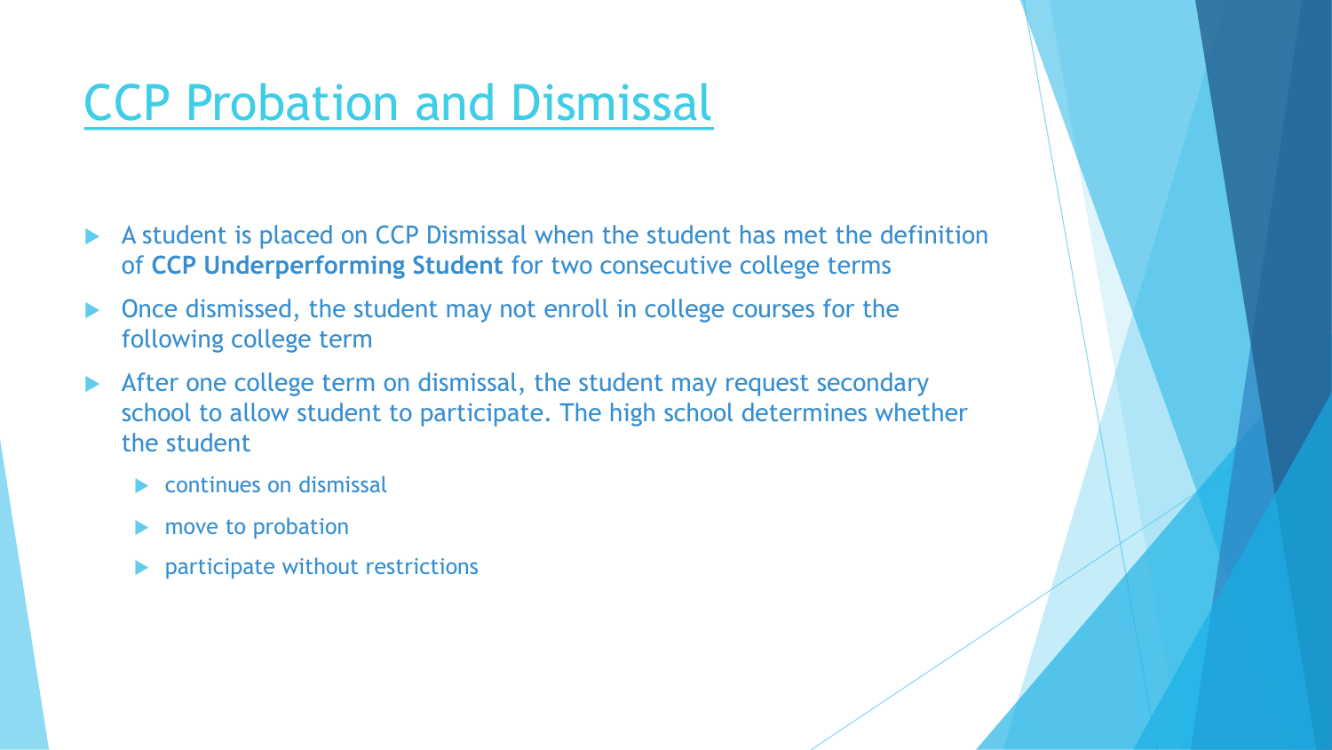# CCP Probation and Dismissal

- A student is placed on CCP Dismissal when the student has met the definition of **CCP Underperforming Student** for two consecutive college terms
- Once dismissed, the student may not enroll in college courses for the following college term
- After one college term on dismissal, the student may request secondary school to allow student to participate. The high school determines whether the student
  - continues on dismissal
  - move to probation
  - participate without restrictions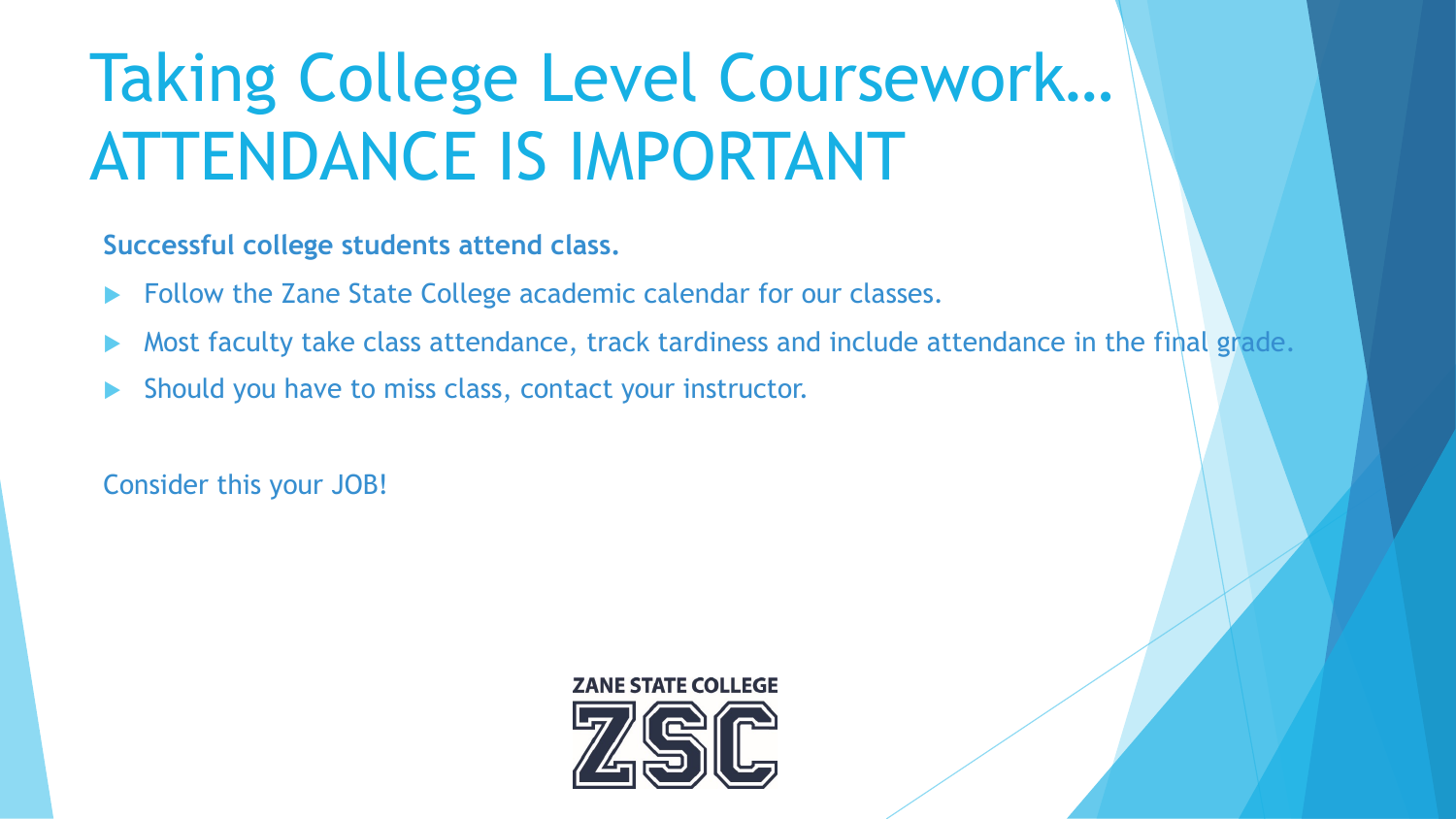# Taking College Level Coursework… ATTENDANCE IS IMPORTANT

**Successful college students attend class.**

- Follow the Zane State College academic calendar for our classes.
- Most faculty take class attendance, track tardiness and include attendance in the final grade.
- Should you have to miss class, contact your instructor.

Consider this your JOB!

ZANE STATE COLLEGE
ZSC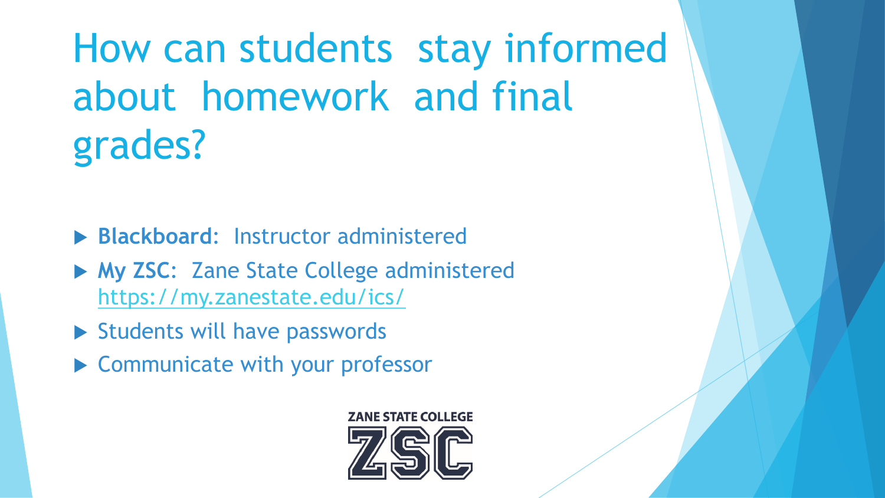# How can students stay informed about homework and final grades?

- **Blackboard**: Instructor administered
- **My ZSC**: Zane State College administered https://my.zanestate.edu/ics/
- Students will have passwords
- Communicate with your professor

ZANE STATE COLLEGE ZSC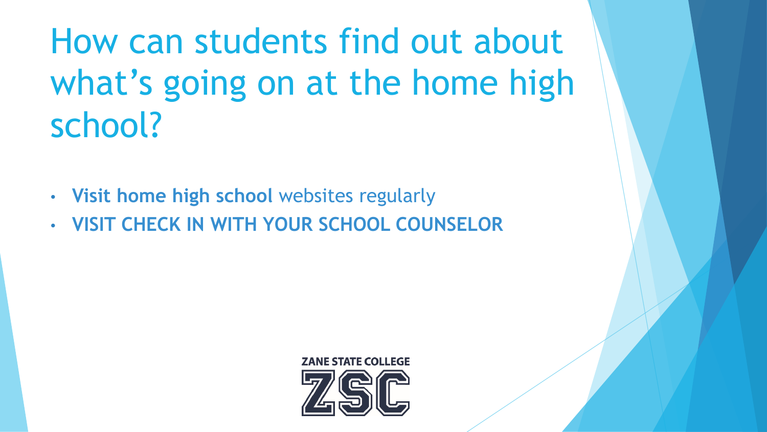# How can students find out about what's going on at the home high school?

- **Visit home high school** websites regularly
- **VISIT CHECK IN WITH YOUR SCHOOL COUNSELOR**

ZANE STATE COLLEGE

ZSC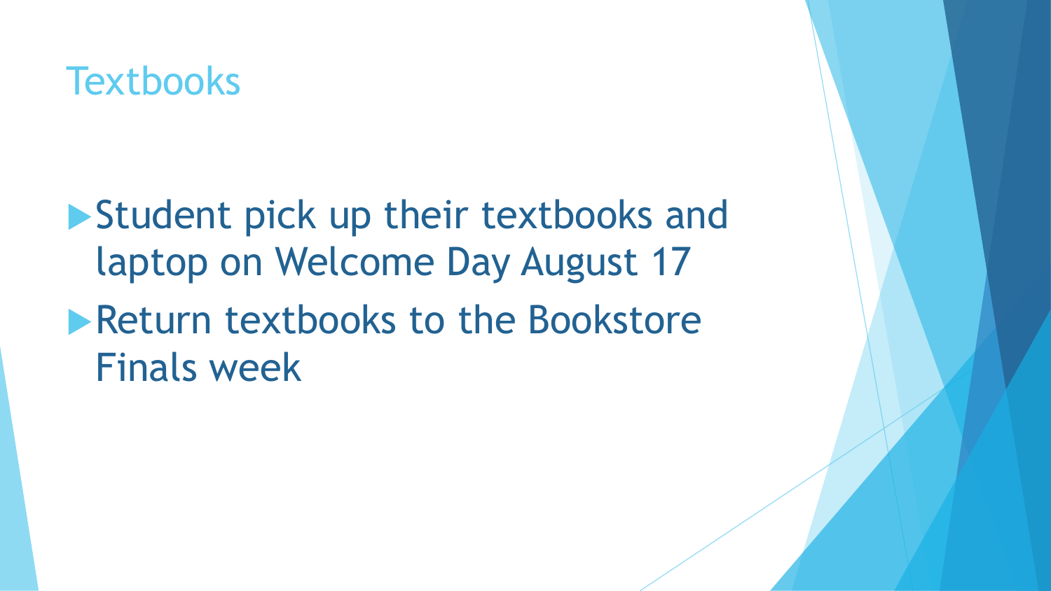# Textbooks

- Student pick up their textbooks and laptop on Welcome Day August 17
- Return textbooks to the Bookstore Finals week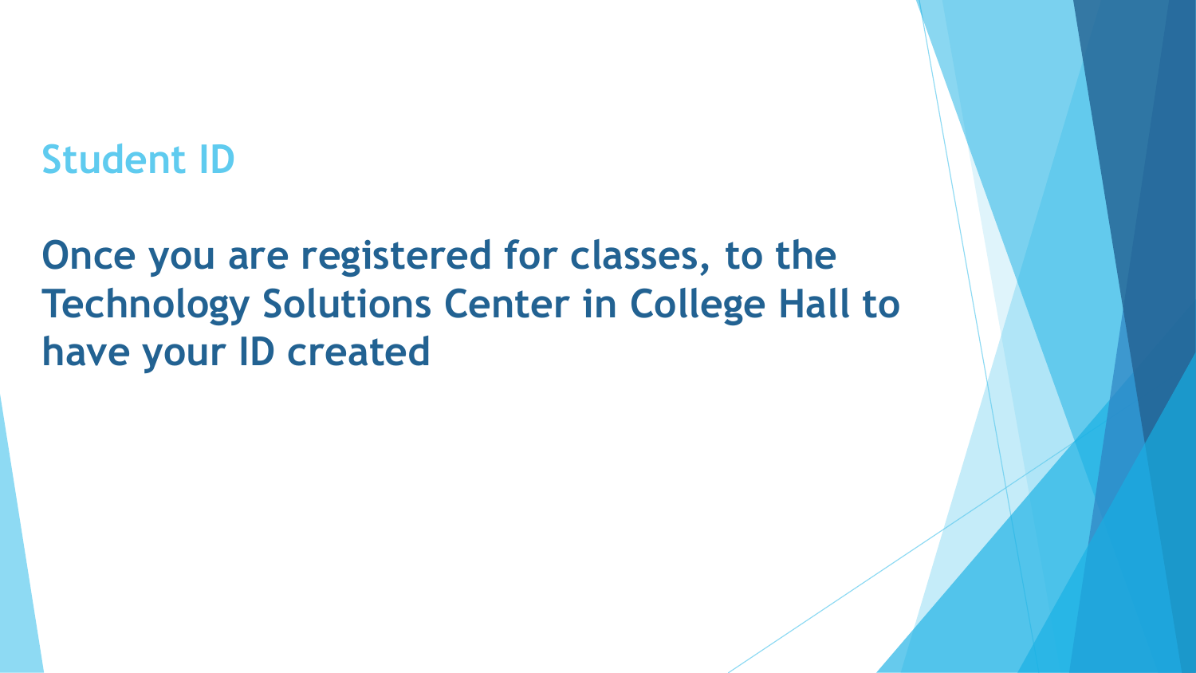## Student ID

**Once you are registered for classes, to the Technology Solutions Center in College Hall to have your ID created**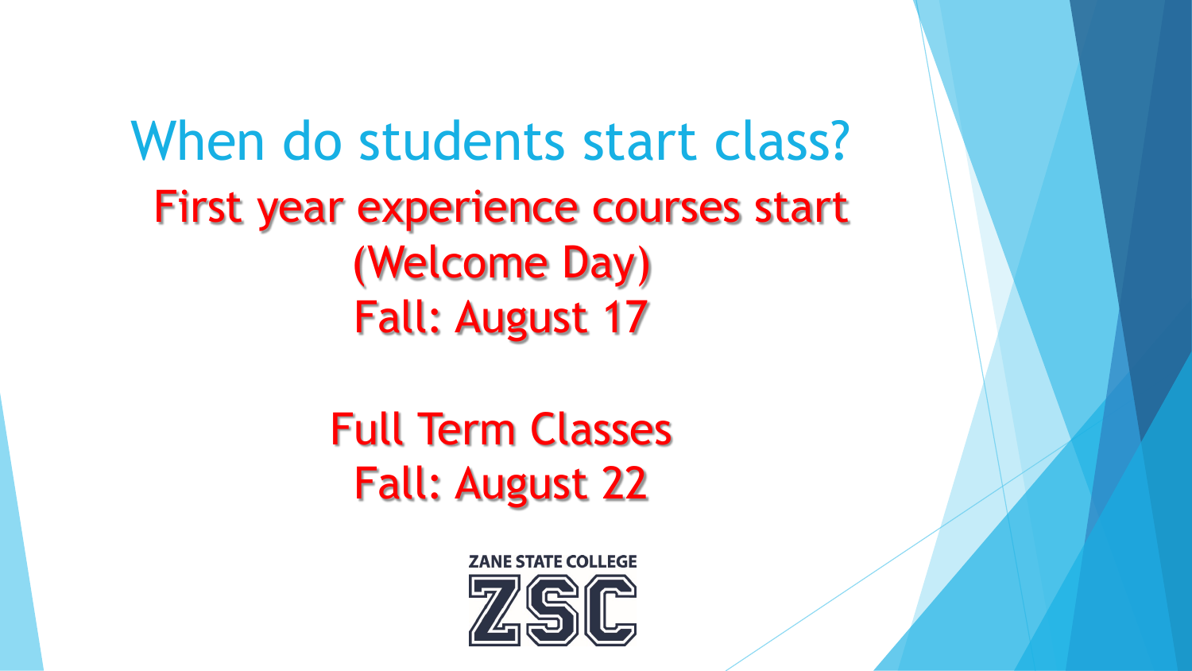# When do students start class?

First year experience courses start (Welcome Day)

Fall: August 17

Full Term Classes

Fall: August 22

ZANE STATE COLLEGE

ZSC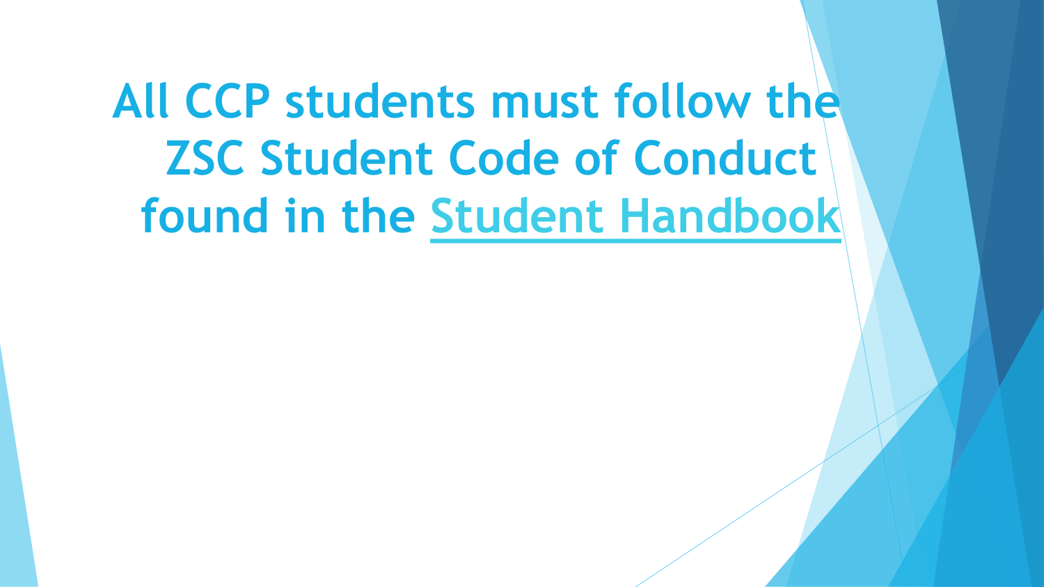# All CCP students must follow the ZSC Student Code of Conduct found in the Student Handbook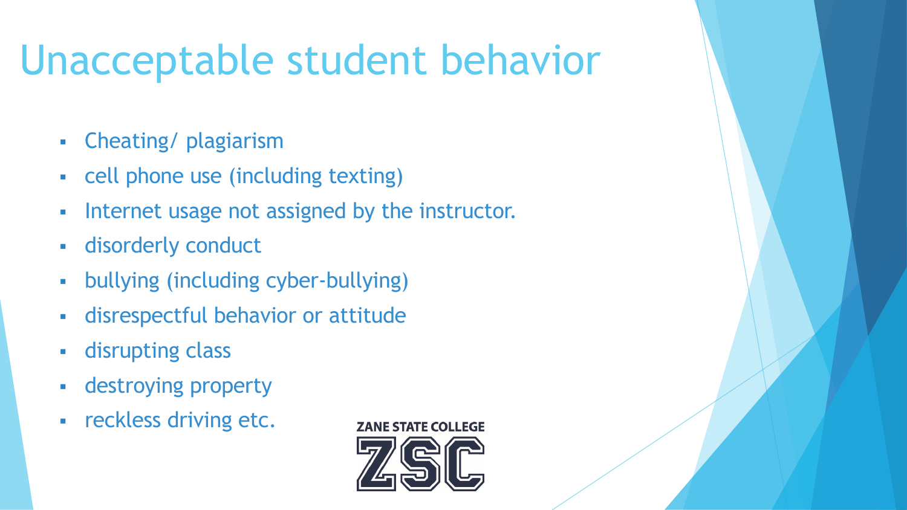# Unacceptable student behavior

- Cheating/ plagiarism
- cell phone use (including texting)
- Internet usage not assigned by the instructor.
- disorderly conduct
- bullying (including cyber-bullying)
- disrespectful behavior or attitude
- disrupting class
- destroying property
- reckless driving etc.

ZANE STATE COLLEGE
ZSC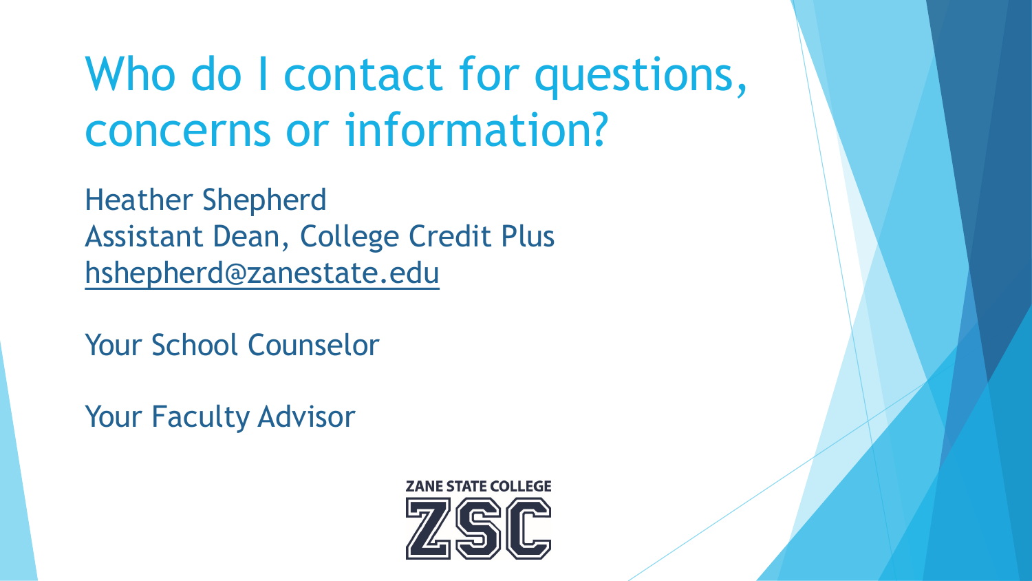# Who do I contact for questions, concerns or information?

Heather Shepherd
Assistant Dean, College Credit Plus
hshepherd@zanestate.edu

Your School Counselor

Your Faculty Advisor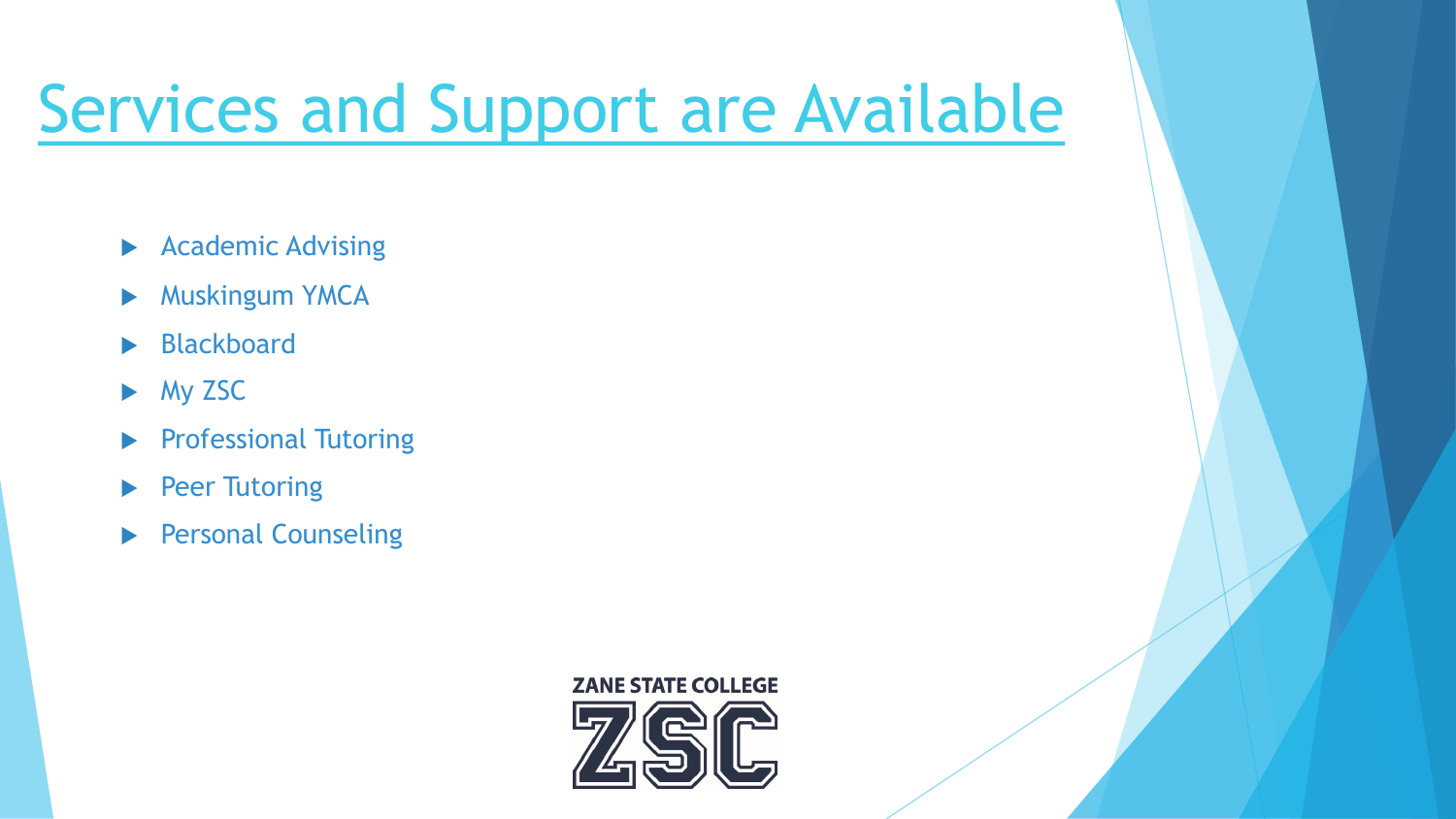# Services and Support are Available

- Academic Advising
- Muskingum YMCA
- Blackboard
- My ZSC
- Professional Tutoring
- Peer Tutoring
- Personal Counseling

ZANE STATE COLLEGE
ZSC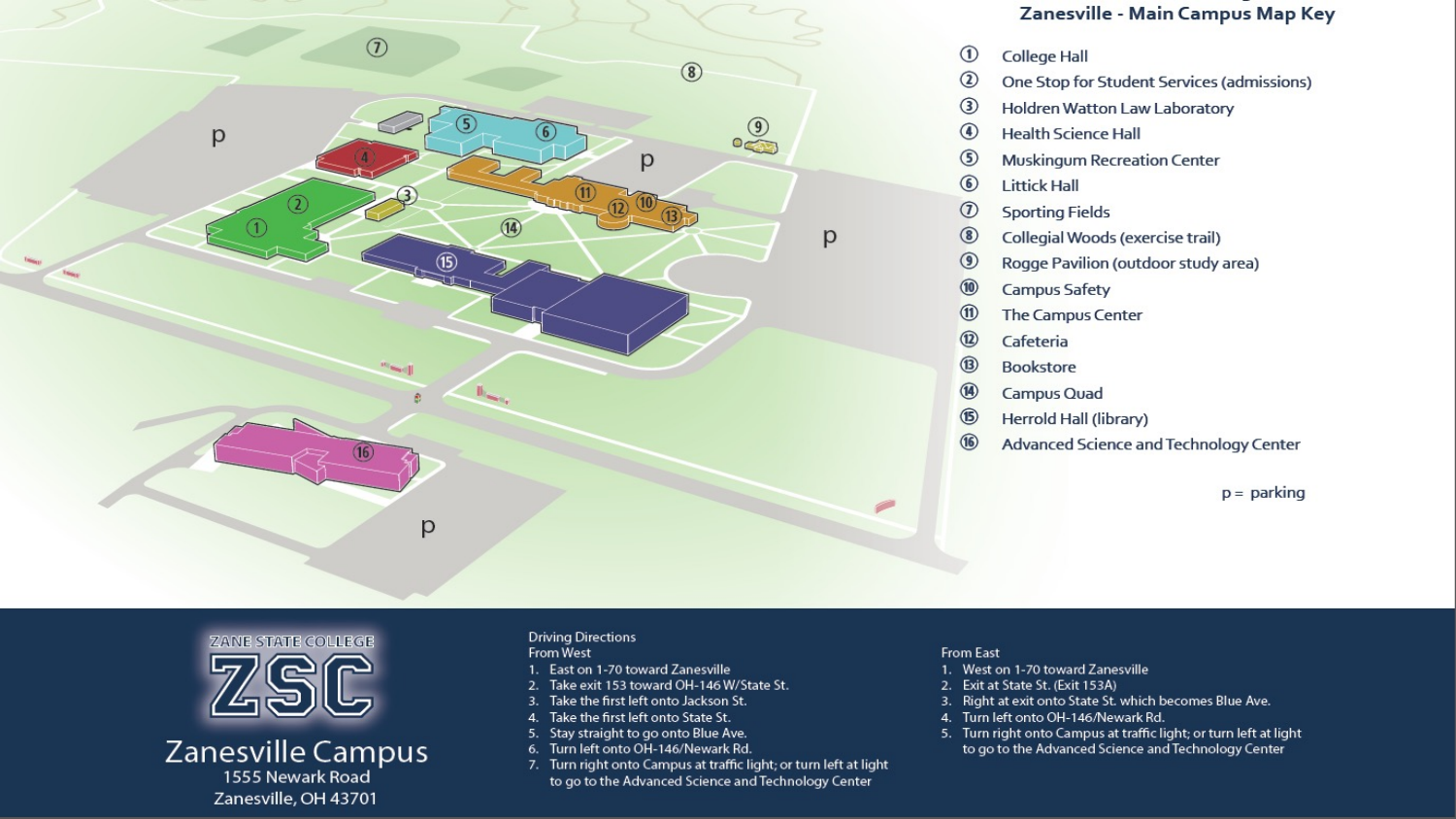## Zanesville - Main Campus Map Key

1. College Hall
2. One Stop for Student Services (admissions)
3. Holdren Watton Law Laboratory
4. Health Science Hall
5. Muskingum Recreation Center
6. Littick Hall
7. Sporting Fields
8. Collegial Woods (exercise trail)
9. Rogge Pavilion (outdoor study area)
10. Campus Safety
11. The Campus Center
12. Cafeteria
13. Bookstore
14. Campus Quad
15. Herrold Hall (library)
16. Advanced Science and Technology Center

p = parking

**ZANE STATE COLLEGE**

**ZSC**

**Zanesville Campus**
1555 Newark Road
Zanesville, OH 43701

Driving Directions
From West

1. East on 1-70 toward Zanesville
2. Take exit 153 toward OH-146 W/State St.
3. Take the first left onto Jackson St.
4. Take the first left onto State St.
5. Stay straight to go onto Blue Ave.
6. Turn left onto OH-146/Newark Rd.
7. Turn right onto Campus at traffic light; or turn left at light to go to the Advanced Science and Technology Center

From East

1. West on 1-70 toward Zanesville
2. Exit at State St. (Exit 153A)
3. Right at exit onto State St. which becomes Blue Ave.
4. Turn left onto OH-146/Newark Rd.
5. Turn right onto Campus at traffic light; or turn left at light to go to the Advanced Science and Technology Center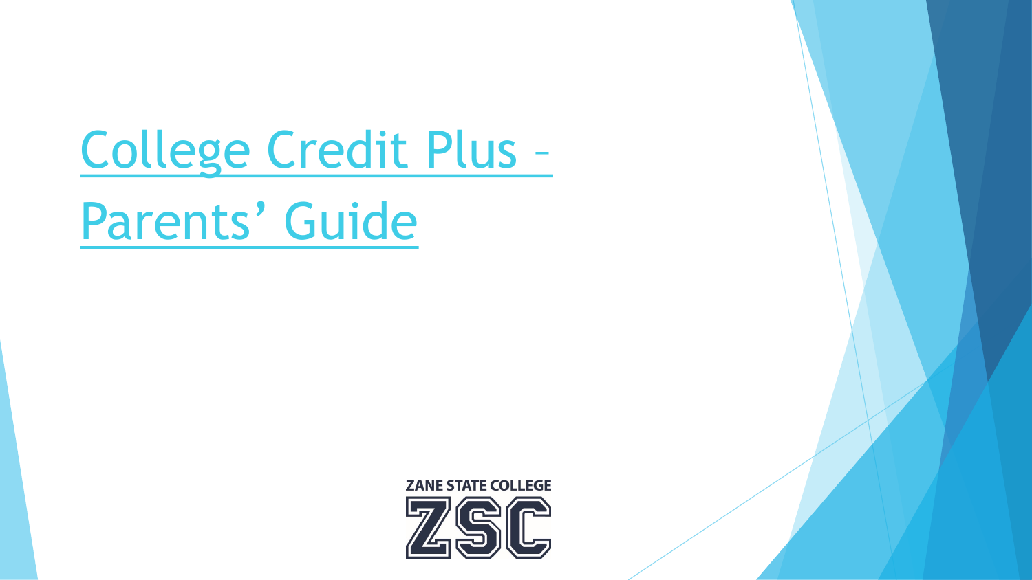# College Credit Plus – Parents' Guide

ZANE STATE COLLEGE

ZSC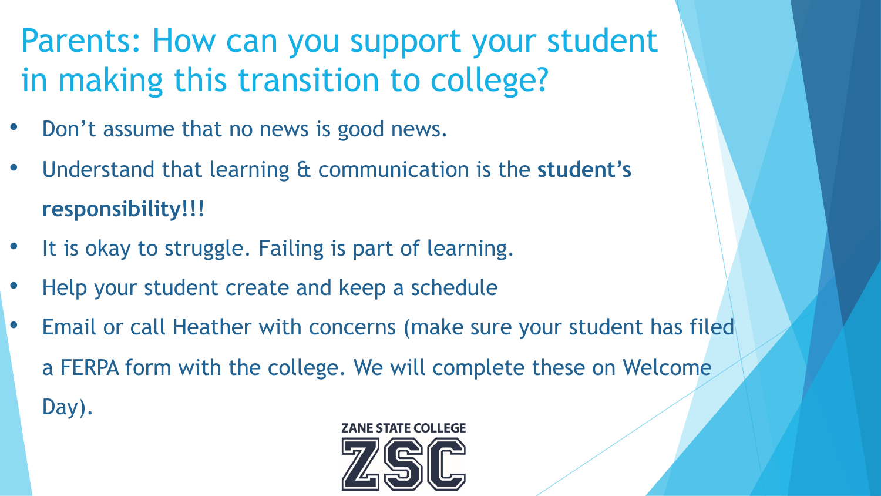# Parents: How can you support your student in making this transition to college?

- Don't assume that no news is good news.
- Understand that learning & communication is the **student's responsibility!!!**
- It is okay to struggle. Failing is part of learning.
- Help your student create and keep a schedule
- Email or call Heather with concerns (make sure your student has filed a FERPA form with the college. We will complete these on Welcome Day).

ZANE STATE COLLEGE
ZSC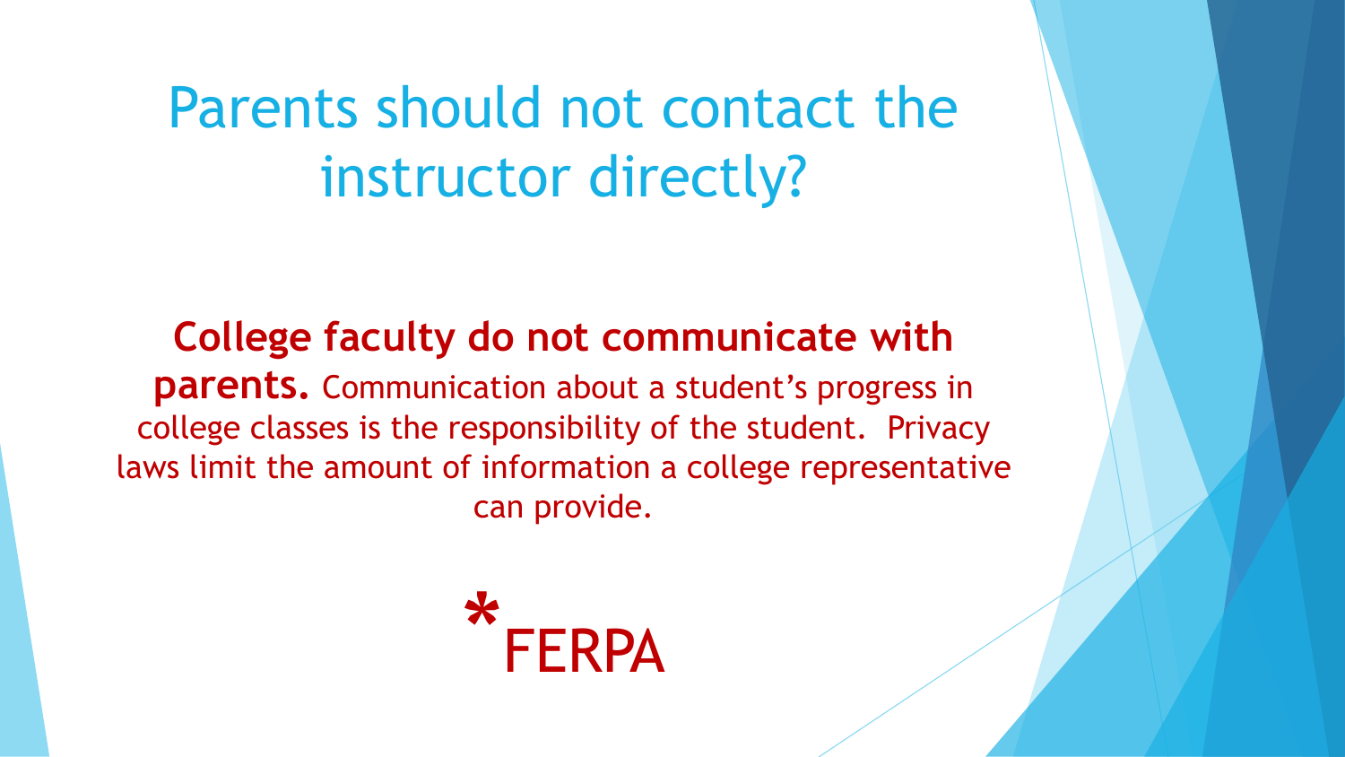# Parents should not contact the instructor directly?

**College faculty do not communicate with parents.** Communication about a student's progress in college classes is the responsibility of the student. Privacy laws limit the amount of information a college representative can provide.

*FERPA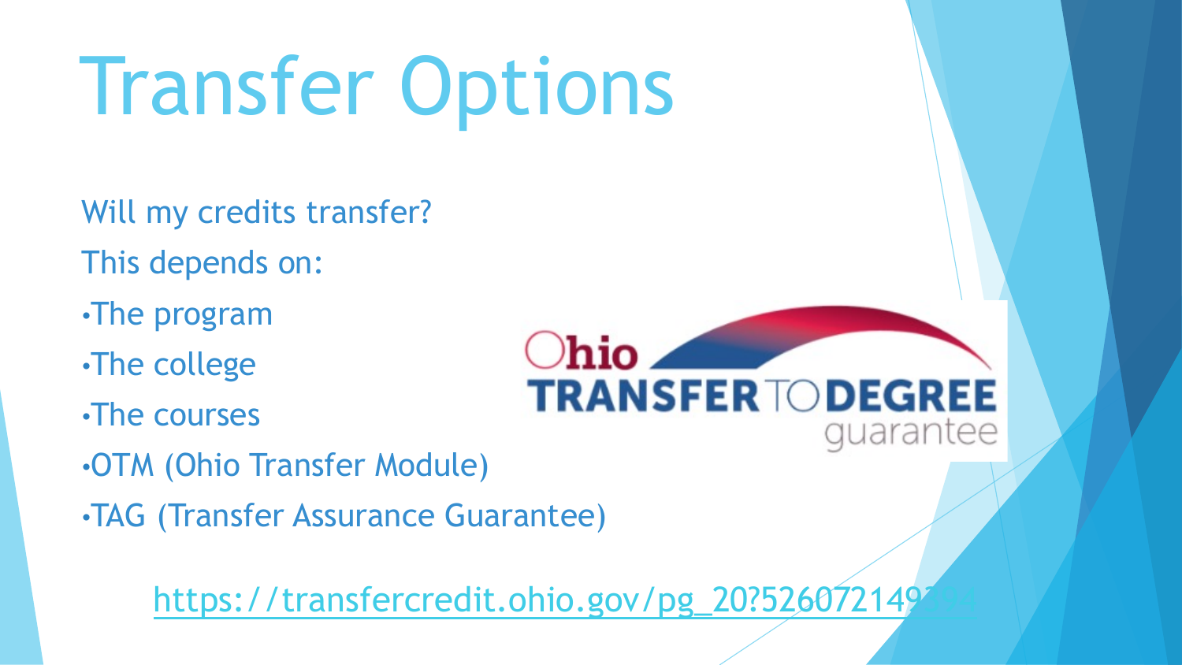# Transfer Options

Will my credits transfer?

This depends on:

- The program
- The college
- The courses
- OTM (Ohio Transfer Module)
- TAG (Transfer Assurance Guarantee)

Ohio TRANSFER TO DEGREE guarantee

https://transfercredit.ohio.gov/pg_20?526072149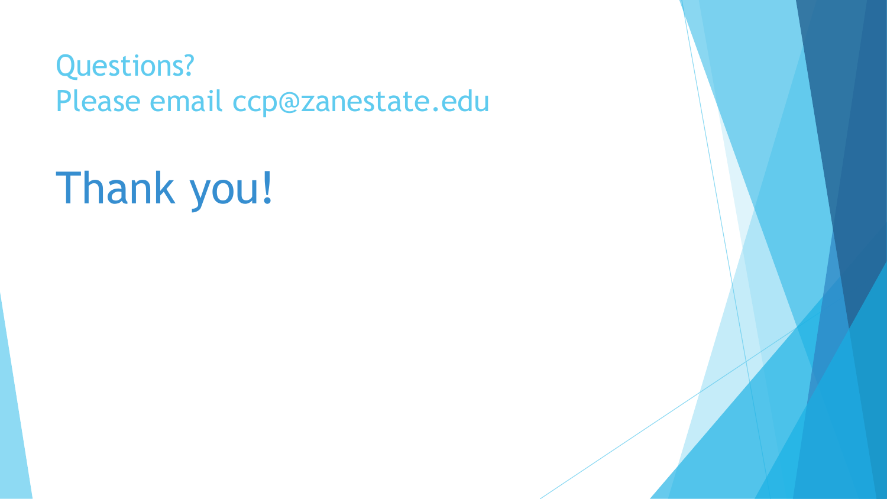Questions?
Please email ccp@zanestate.edu

# Thank you!